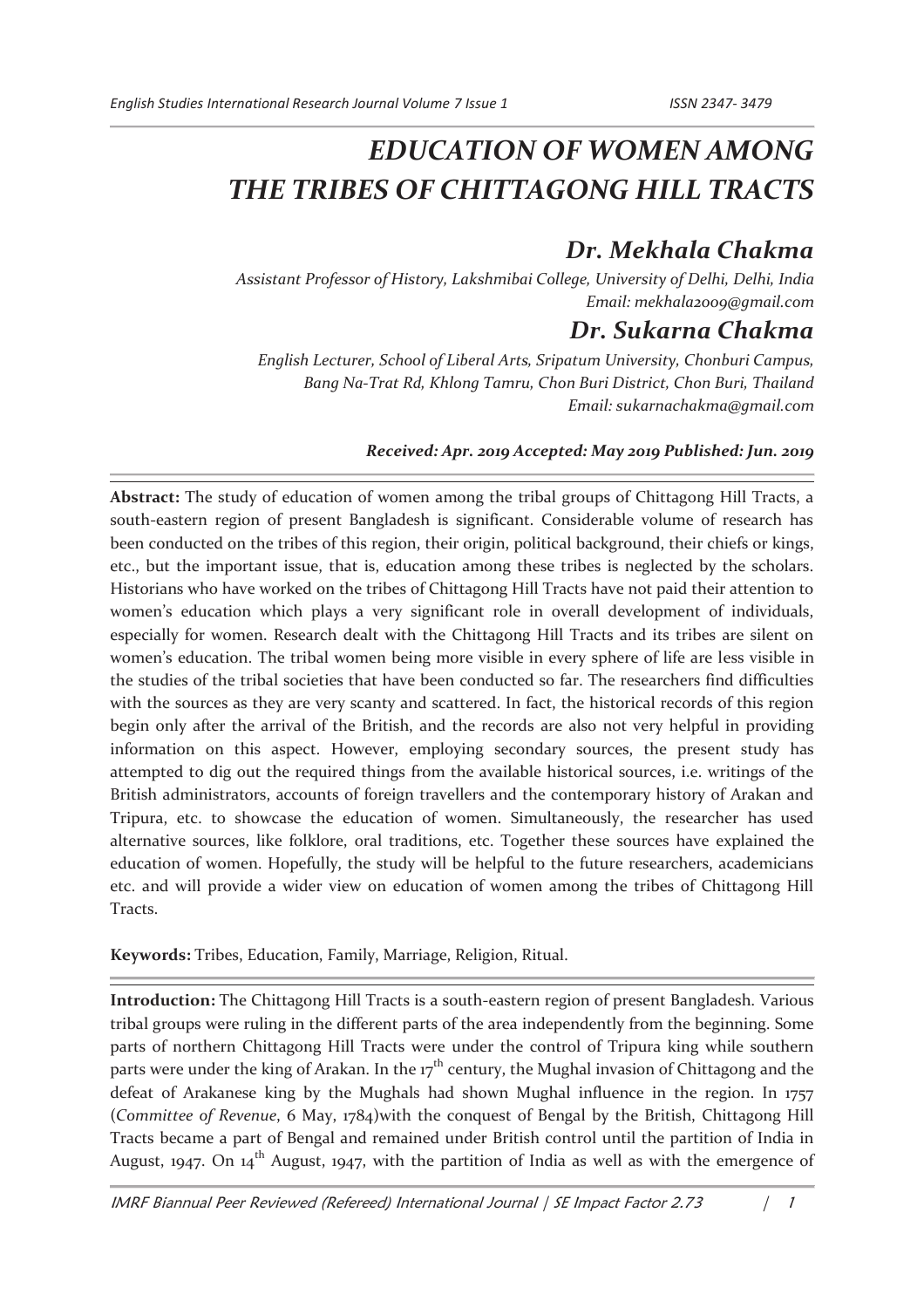# EDUCATION OF WOMEN AMONG THE TRIBES OF CHITTAGONG HILL TRACTS

## Dr. Mekhala Chakma

*Assistant Professor of History, Lakshmibai College, University of Delhi, Delhi, India*
*Email: mekhala2009@gmail.com*

## Dr. Sukarna Chakma

*English Lecturer, School of Liberal Arts, Sripatum University, Chonburi Campus, Bang Na-Trat Rd, Khlong Tamru, Chon Buri District, Chon Buri, Thailand*
*Email: sukarnachakma@gmail.com*

***Received: Apr. 2019 Accepted: May 2019 Published: Jun. 2019***

---

**Abstract:** The study of education of women among the tribal groups of Chittagong Hill Tracts, a south-eastern region of present Bangladesh is significant. Considerable volume of research has been conducted on the tribes of this region, their origin, political background, their chiefs or kings, etc., but the important issue, that is, education among these tribes is neglected by the scholars. Historians who have worked on the tribes of Chittagong Hill Tracts have not paid their attention to women's education which plays a very significant role in overall development of individuals, especially for women. Research dealt with the Chittagong Hill Tracts and its tribes are silent on women's education. The tribal women being more visible in every sphere of life are less visible in the studies of the tribal societies that have been conducted so far. The researchers find difficulties with the sources as they are very scanty and scattered. In fact, the historical records of this region begin only after the arrival of the British, and the records are also not very helpful in providing information on this aspect. However, employing secondary sources, the present study has attempted to dig out the required things from the available historical sources, i.e. writings of the British administrators, accounts of foreign travellers and the contemporary history of Arakan and Tripura, etc. to showcase the education of women. Simultaneously, the researcher has used alternative sources, like folklore, oral traditions, etc. Together these sources have explained the education of women. Hopefully, the study will be helpful to the future researchers, academicians etc. and will provide a wider view on education of women among the tribes of Chittagong Hill Tracts.

**Keywords:** Tribes, Education, Family, Marriage, Religion, Ritual.

---

**Introduction:** The Chittagong Hill Tracts is a south-eastern region of present Bangladesh. Various tribal groups were ruling in the different parts of the area independently from the beginning. Some parts of northern Chittagong Hill Tracts were under the control of Tripura king while southern parts were under the king of Arakan. In the 17th century, the Mughal invasion of Chittagong and the defeat of Arakanese king by the Mughals had shown Mughal influence in the region. In 1757 (*Committee of Revenue*, 6 May, 1784)with the conquest of Bengal by the British, Chittagong Hill Tracts became a part of Bengal and remained under British control until the partition of India in August, 1947. On 14th August, 1947, with the partition of India as well as with the emergence of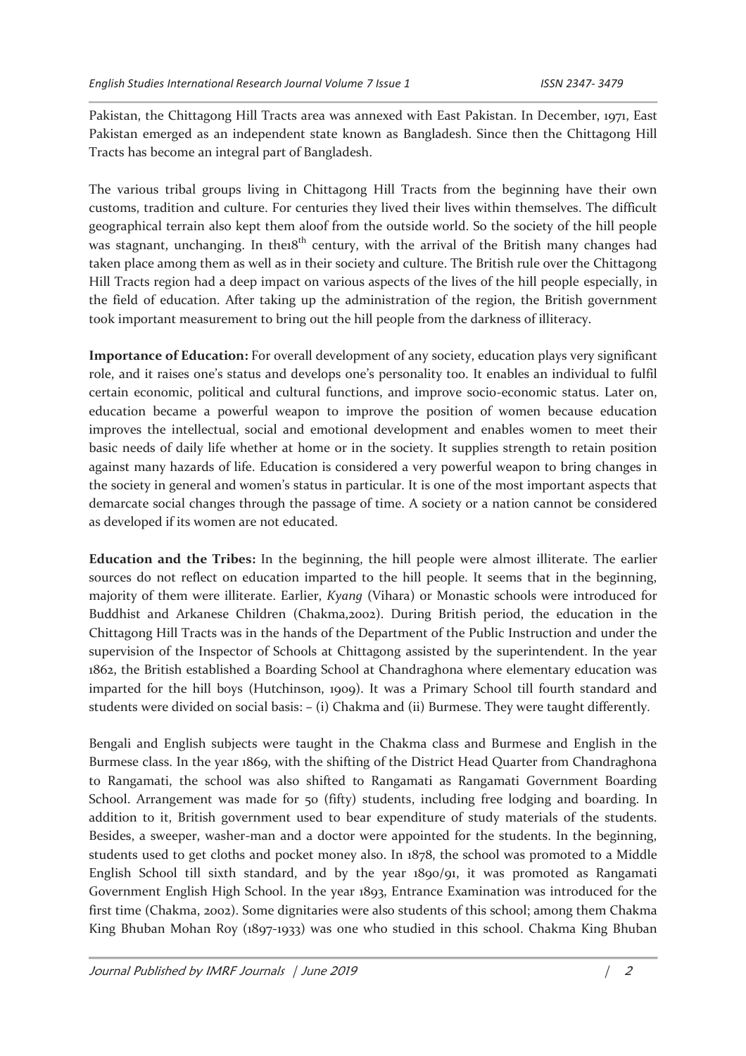Pakistan, the Chittagong Hill Tracts area was annexed with East Pakistan. In December, 1971, East Pakistan emerged as an independent state known as Bangladesh. Since then the Chittagong Hill Tracts has become an integral part of Bangladesh.

The various tribal groups living in Chittagong Hill Tracts from the beginning have their own customs, tradition and culture. For centuries they lived their lives within themselves. The difficult geographical terrain also kept them aloof from the outside world. So the society of the hill people was stagnant, unchanging. In the18th century, with the arrival of the British many changes had taken place among them as well as in their society and culture. The British rule over the Chittagong Hill Tracts region had a deep impact on various aspects of the lives of the hill people especially, in the field of education. After taking up the administration of the region, the British government took important measurement to bring out the hill people from the darkness of illiteracy.

**Importance of Education:** For overall development of any society, education plays very significant role, and it raises one's status and develops one's personality too. It enables an individual to fulfil certain economic, political and cultural functions, and improve socio-economic status. Later on, education became a powerful weapon to improve the position of women because education improves the intellectual, social and emotional development and enables women to meet their basic needs of daily life whether at home or in the society. It supplies strength to retain position against many hazards of life. Education is considered a very powerful weapon to bring changes in the society in general and women's status in particular. It is one of the most important aspects that demarcate social changes through the passage of time. A society or a nation cannot be considered as developed if its women are not educated.

**Education and the Tribes:** In the beginning, the hill people were almost illiterate. The earlier sources do not reflect on education imparted to the hill people. It seems that in the beginning, majority of them were illiterate. Earlier, *Kyang* (Vihara) or Monastic schools were introduced for Buddhist and Arkanese Children (Chakma,2002). During British period, the education in the Chittagong Hill Tracts was in the hands of the Department of the Public Instruction and under the supervision of the Inspector of Schools at Chittagong assisted by the superintendent. In the year 1862, the British established a Boarding School at Chandraghona where elementary education was imparted for the hill boys (Hutchinson, 1909). It was a Primary School till fourth standard and students were divided on social basis: – (i) Chakma and (ii) Burmese. They were taught differently.

Bengali and English subjects were taught in the Chakma class and Burmese and English in the Burmese class. In the year 1869, with the shifting of the District Head Quarter from Chandraghona to Rangamati, the school was also shifted to Rangamati as Rangamati Government Boarding School. Arrangement was made for 50 (fifty) students, including free lodging and boarding. In addition to it, British government used to bear expenditure of study materials of the students. Besides, a sweeper, washer-man and a doctor were appointed for the students. In the beginning, students used to get cloths and pocket money also. In 1878, the school was promoted to a Middle English School till sixth standard, and by the year 1890/91, it was promoted as Rangamati Government English High School. In the year 1893, Entrance Examination was introduced for the first time (Chakma, 2002). Some dignitaries were also students of this school; among them Chakma King Bhuban Mohan Roy (1897-1933) was one who studied in this school. Chakma King Bhuban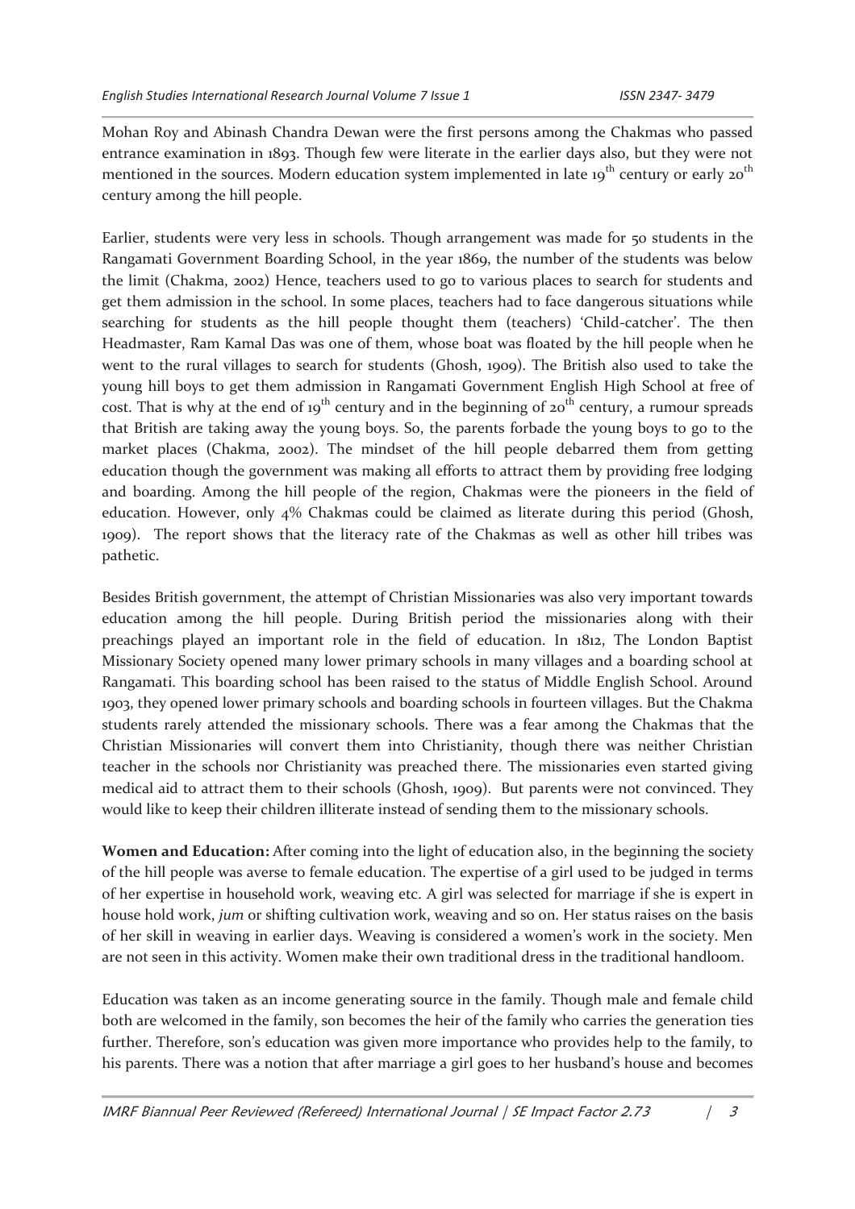Mohan Roy and Abinash Chandra Dewan were the first persons among the Chakmas who passed entrance examination in 1893. Though few were literate in the earlier days also, but they were not mentioned in the sources. Modern education system implemented in late 19th century or early 20th century among the hill people.

Earlier, students were very less in schools. Though arrangement was made for 50 students in the Rangamati Government Boarding School, in the year 1869, the number of the students was below the limit (Chakma, 2002) Hence, teachers used to go to various places to search for students and get them admission in the school. In some places, teachers had to face dangerous situations while searching for students as the hill people thought them (teachers) 'Child-catcher'. The then Headmaster, Ram Kamal Das was one of them, whose boat was floated by the hill people when he went to the rural villages to search for students (Ghosh, 1909). The British also used to take the young hill boys to get them admission in Rangamati Government English High School at free of cost. That is why at the end of 19th century and in the beginning of 20th century, a rumour spreads that British are taking away the young boys. So, the parents forbade the young boys to go to the market places (Chakma, 2002). The mindset of the hill people debarred them from getting education though the government was making all efforts to attract them by providing free lodging and boarding. Among the hill people of the region, Chakmas were the pioneers in the field of education. However, only 4% Chakmas could be claimed as literate during this period (Ghosh, 1909). The report shows that the literacy rate of the Chakmas as well as other hill tribes was pathetic.

Besides British government, the attempt of Christian Missionaries was also very important towards education among the hill people. During British period the missionaries along with their preachings played an important role in the field of education. In 1812, The London Baptist Missionary Society opened many lower primary schools in many villages and a boarding school at Rangamati. This boarding school has been raised to the status of Middle English School. Around 1903, they opened lower primary schools and boarding schools in fourteen villages. But the Chakma students rarely attended the missionary schools. There was a fear among the Chakmas that the Christian Missionaries will convert them into Christianity, though there was neither Christian teacher in the schools nor Christianity was preached there. The missionaries even started giving medical aid to attract them to their schools (Ghosh, 1909). But parents were not convinced. They would like to keep their children illiterate instead of sending them to the missionary schools.

**Women and Education:** After coming into the light of education also, in the beginning the society of the hill people was averse to female education. The expertise of a girl used to be judged in terms of her expertise in household work, weaving etc. A girl was selected for marriage if she is expert in house hold work, *jum* or shifting cultivation work, weaving and so on. Her status raises on the basis of her skill in weaving in earlier days. Weaving is considered a women's work in the society. Men are not seen in this activity. Women make their own traditional dress in the traditional handloom.

Education was taken as an income generating source in the family. Though male and female child both are welcomed in the family, son becomes the heir of the family who carries the generation ties further. Therefore, son's education was given more importance who provides help to the family, to his parents. There was a notion that after marriage a girl goes to her husband's house and becomes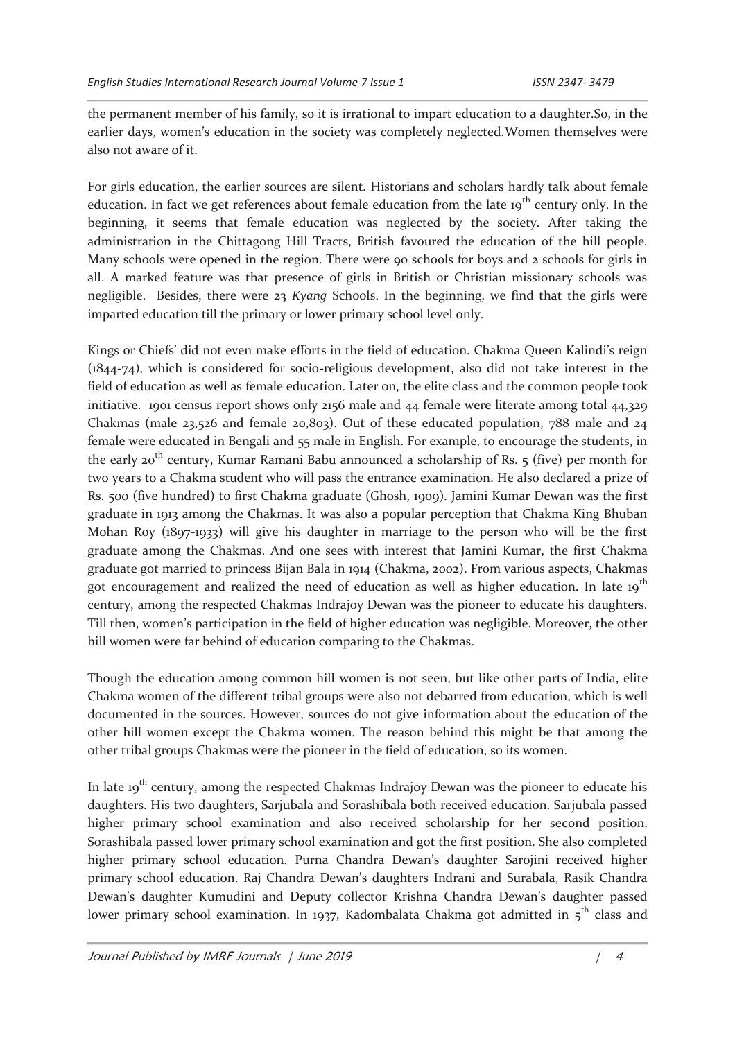the permanent member of his family, so it is irrational to impart education to a daughter.So, in the earlier days, women's education in the society was completely neglected.Women themselves were also not aware of it.

For girls education, the earlier sources are silent. Historians and scholars hardly talk about female education. In fact we get references about female education from the late 19th century only. In the beginning, it seems that female education was neglected by the society. After taking the administration in the Chittagong Hill Tracts, British favoured the education of the hill people. Many schools were opened in the region. There were 90 schools for boys and 2 schools for girls in all. A marked feature was that presence of girls in British or Christian missionary schools was negligible. Besides, there were 23 *Kyang* Schools. In the beginning, we find that the girls were imparted education till the primary or lower primary school level only.

Kings or Chiefs' did not even make efforts in the field of education. Chakma Queen Kalindi's reign (1844-74), which is considered for socio-religious development, also did not take interest in the field of education as well as female education. Later on, the elite class and the common people took initiative. 1901 census report shows only 2156 male and 44 female were literate among total 44,329 Chakmas (male 23,526 and female 20,803). Out of these educated population, 788 male and 24 female were educated in Bengali and 55 male in English. For example, to encourage the students, in the early 20th century, Kumar Ramani Babu announced a scholarship of Rs. 5 (five) per month for two years to a Chakma student who will pass the entrance examination. He also declared a prize of Rs. 500 (five hundred) to first Chakma graduate (Ghosh, 1909). Jamini Kumar Dewan was the first graduate in 1913 among the Chakmas. It was also a popular perception that Chakma King Bhuban Mohan Roy (1897-1933) will give his daughter in marriage to the person who will be the first graduate among the Chakmas. And one sees with interest that Jamini Kumar, the first Chakma graduate got married to princess Bijan Bala in 1914 (Chakma, 2002). From various aspects, Chakmas got encouragement and realized the need of education as well as higher education. In late 19th century, among the respected Chakmas Indrajoy Dewan was the pioneer to educate his daughters. Till then, women's participation in the field of higher education was negligible. Moreover, the other hill women were far behind of education comparing to the Chakmas.

Though the education among common hill women is not seen, but like other parts of India, elite Chakma women of the different tribal groups were also not debarred from education, which is well documented in the sources. However, sources do not give information about the education of the other hill women except the Chakma women. The reason behind this might be that among the other tribal groups Chakmas were the pioneer in the field of education, so its women.

In late 19th century, among the respected Chakmas Indrajoy Dewan was the pioneer to educate his daughters. His two daughters, Sarjubala and Sorashibala both received education. Sarjubala passed higher primary school examination and also received scholarship for her second position. Sorashibala passed lower primary school examination and got the first position. She also completed higher primary school education. Purna Chandra Dewan's daughter Sarojini received higher primary school education. Raj Chandra Dewan's daughters Indrani and Surabala, Rasik Chandra Dewan's daughter Kumudini and Deputy collector Krishna Chandra Dewan's daughter passed lower primary school examination. In 1937, Kadombalata Chakma got admitted in 5th class and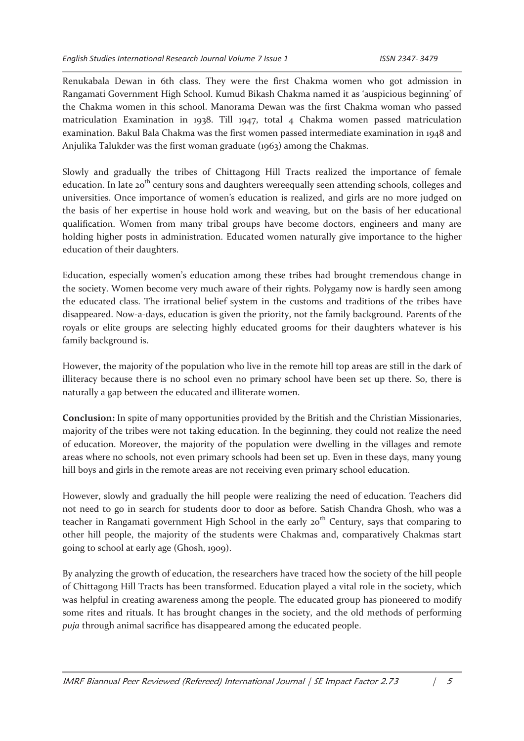Renukabala Dewan in 6th class. They were the first Chakma women who got admission in Rangamati Government High School. Kumud Bikash Chakma named it as 'auspicious beginning' of the Chakma women in this school. Manorama Dewan was the first Chakma woman who passed matriculation Examination in 1938. Till 1947, total 4 Chakma women passed matriculation examination. Bakul Bala Chakma was the first women passed intermediate examination in 1948 and Anjulika Talukder was the first woman graduate (1963) among the Chakmas.

Slowly and gradually the tribes of Chittagong Hill Tracts realized the importance of female education. In late 20th century sons and daughters wereequally seen attending schools, colleges and universities. Once importance of women's education is realized, and girls are no more judged on the basis of her expertise in house hold work and weaving, but on the basis of her educational qualification. Women from many tribal groups have become doctors, engineers and many are holding higher posts in administration. Educated women naturally give importance to the higher education of their daughters.

Education, especially women's education among these tribes had brought tremendous change in the society. Women become very much aware of their rights. Polygamy now is hardly seen among the educated class. The irrational belief system in the customs and traditions of the tribes have disappeared. Now-a-days, education is given the priority, not the family background. Parents of the royals or elite groups are selecting highly educated grooms for their daughters whatever is his family background is.

However, the majority of the population who live in the remote hill top areas are still in the dark of illiteracy because there is no school even no primary school have been set up there. So, there is naturally a gap between the educated and illiterate women.

**Conclusion:** In spite of many opportunities provided by the British and the Christian Missionaries, majority of the tribes were not taking education. In the beginning, they could not realize the need of education. Moreover, the majority of the population were dwelling in the villages and remote areas where no schools, not even primary schools had been set up. Even in these days, many young hill boys and girls in the remote areas are not receiving even primary school education.

However, slowly and gradually the hill people were realizing the need of education. Teachers did not need to go in search for students door to door as before. Satish Chandra Ghosh, who was a teacher in Rangamati government High School in the early 20th Century, says that comparing to other hill people, the majority of the students were Chakmas and, comparatively Chakmas start going to school at early age (Ghosh, 1909).

By analyzing the growth of education, the researchers have traced how the society of the hill people of Chittagong Hill Tracts has been transformed. Education played a vital role in the society, which was helpful in creating awareness among the people. The educated group has pioneered to modify some rites and rituals. It has brought changes in the society, and the old methods of performing *puja* through animal sacrifice has disappeared among the educated people.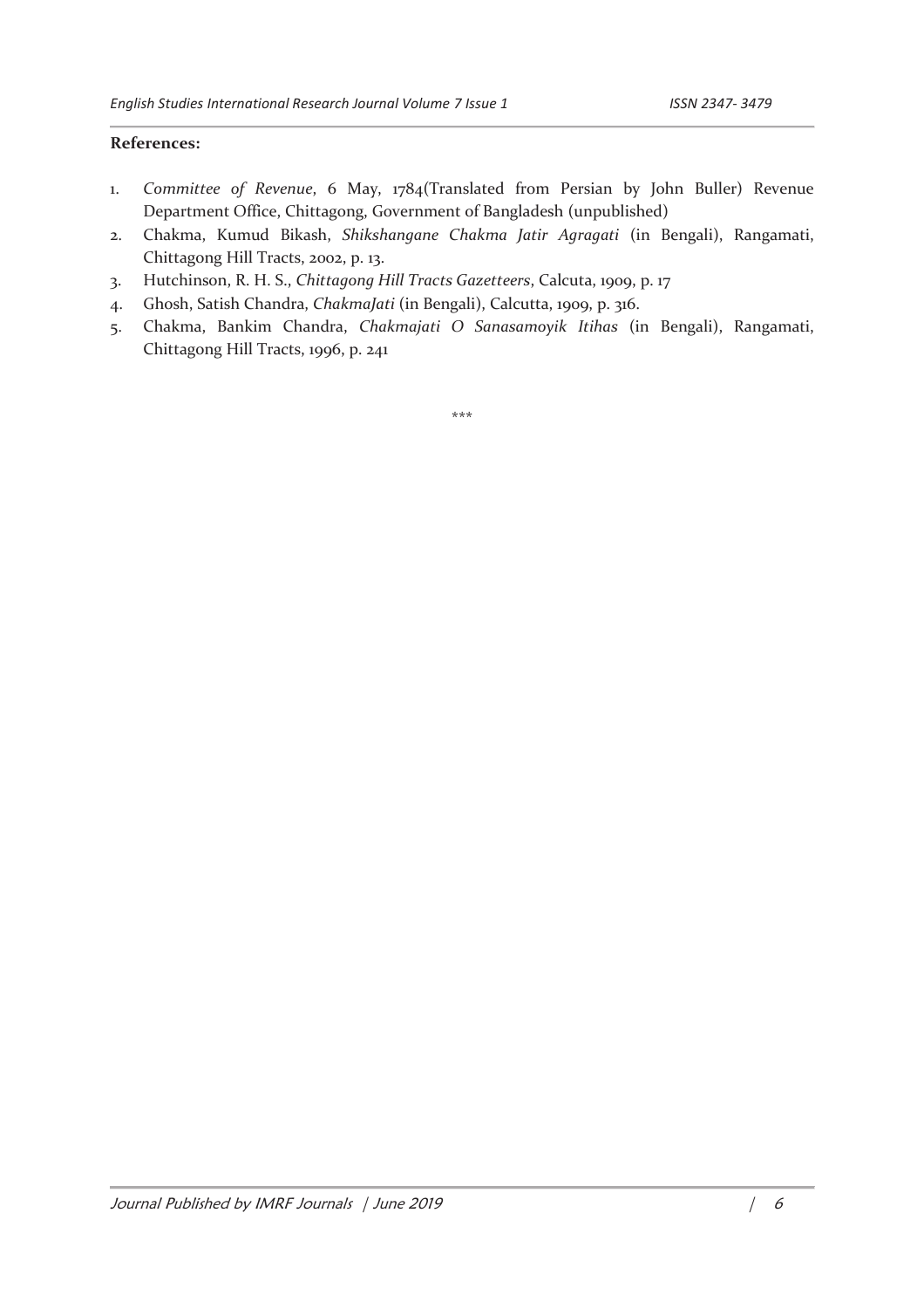**References:**

1. *Committee of Revenue*, 6 May, 1784(Translated from Persian by John Buller) Revenue Department Office, Chittagong, Government of Bangladesh (unpublished)
2. Chakma, Kumud Bikash, *Shikshangane Chakma Jatir Agragati* (in Bengali), Rangamati, Chittagong Hill Tracts, 2002, p. 13.
3. Hutchinson, R. H. S., *Chittagong Hill Tracts Gazetteers*, Calcuta, 1909, p. 17
4. Ghosh, Satish Chandra, *ChakmaJati* (in Bengali), Calcutta, 1909, p. 316.
5. Chakma, Bankim Chandra, *Chakmajati O Sanasamoyik Itihas* (in Bengali), Rangamati, Chittagong Hill Tracts, 1996, p. 241

***